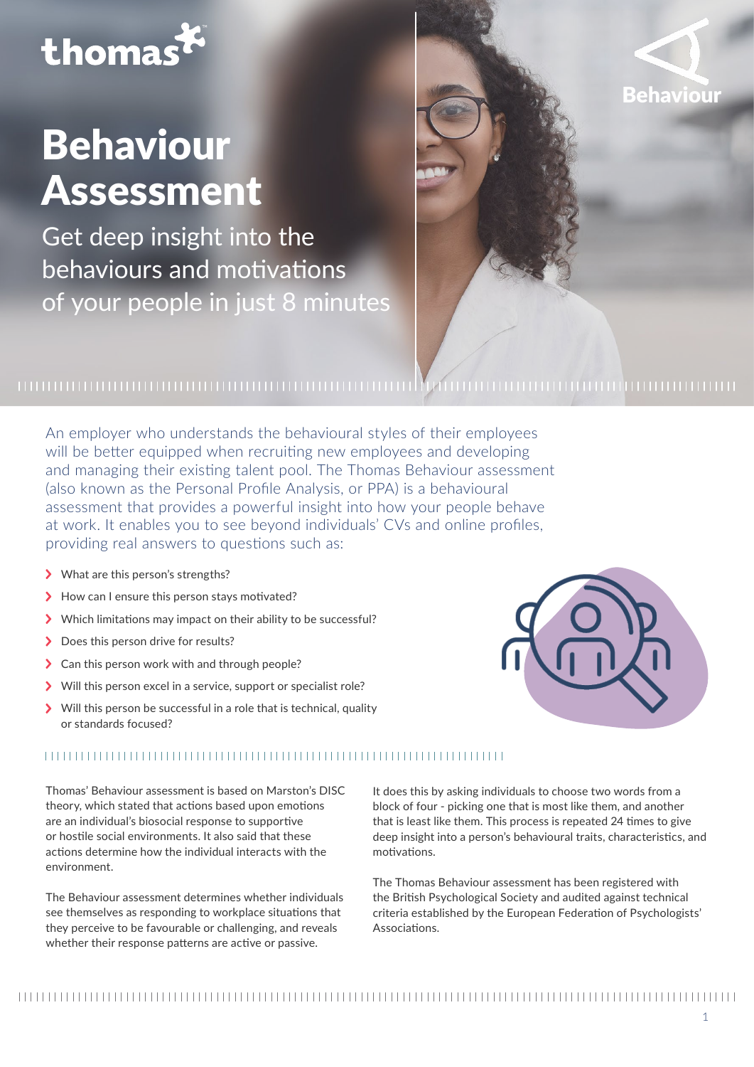# Behaviour Assessment

Get deep insight into the behaviours and motivations of your people in just 8 minutes

An employer who understands the behavioural styles of their employees will be better equipped when recruiting new employees and developing and managing their existing talent pool. The Thomas Behaviour assessment (also known as the Personal Profile Analysis, or PPA) is a behavioural assessment that provides a powerful insight into how your people behave at work. It enables you to see beyond individuals' CVs and online profiles, providing real answers to questions such as:

- What are this person's strengths?
- How can I ensure this person stays motivated?
- Which limitations may impact on their ability to be successful?
- Does this person drive for results?
- Can this person work with and through people?
- Will this person excel in a service, support or specialist role?
- Will this person be successful in a role that is technical, quality or standards focused?

Thomas' Behaviour assessment is based on Marston's DISC theory, which stated that actions based upon emotions are an individual's biosocial response to supportive or hostile social environments. It also said that these actions determine how the individual interacts with the environment.

The Behaviour assessment determines whether individuals see themselves as responding to workplace situations that they perceive to be favourable or challenging, and reveals whether their response patterns are active or passive.

It does this by asking individuals to choose two words from a block of four - picking one that is most like them, and another that is least like them. This process is repeated 24 times to give deep insight into a person's behavioural traits, characteristics, and motivations.

The Thomas Behaviour assessment has been registered with the British Psychological Society and audited against technical criteria established by the European Federation of Psychologists' Associations.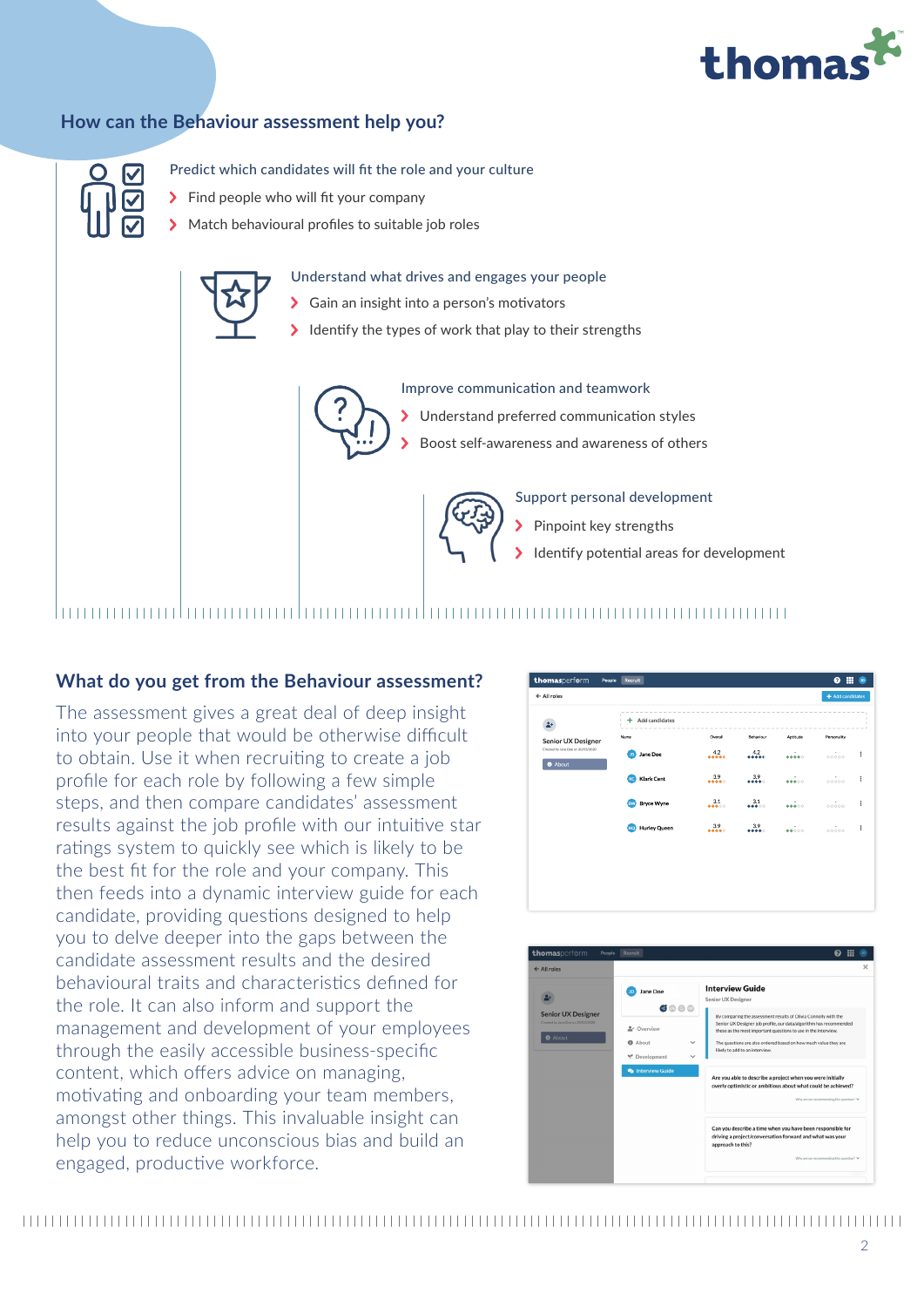## How can the Behaviour assessment help you?

Predict which candidates will fit the role and your culture

- Find people who will fit your company
- Match behavioural profiles to suitable job roles

Understand what drives and engages your people

- Gain an insight into a person's motivators
- Identify the types of work that play to their strengths

Improve communication and teamwork

- Understand preferred communication styles
- Boost self-awareness and awareness of others

Support personal development

- Pinpoint key strengths
- Identify potential areas for development

## What do you get from the Behaviour assessment?

The assessment gives a great deal of deep insight into your people that would be otherwise difficult to obtain. Use it when recruiting to create a job profile for each role by following a few simple steps, and then compare candidates' assessment results against the job profile with our intuitive star ratings system to quickly see which is likely to be the best fit for the role and your company. This then feeds into a dynamic interview guide for each candidate, providing questions designed to help you to delve deeper into the gaps between the candidate assessment results and the desired behavioural traits and characteristics defined for the role. It can also inform and support the management and development of your employees through the easily accessible business-specific content, which offers advice on managing, motivating and onboarding your team members, amongst other things. This invaluable insight can help you to reduce unconscious bias and build an engaged, productive workforce.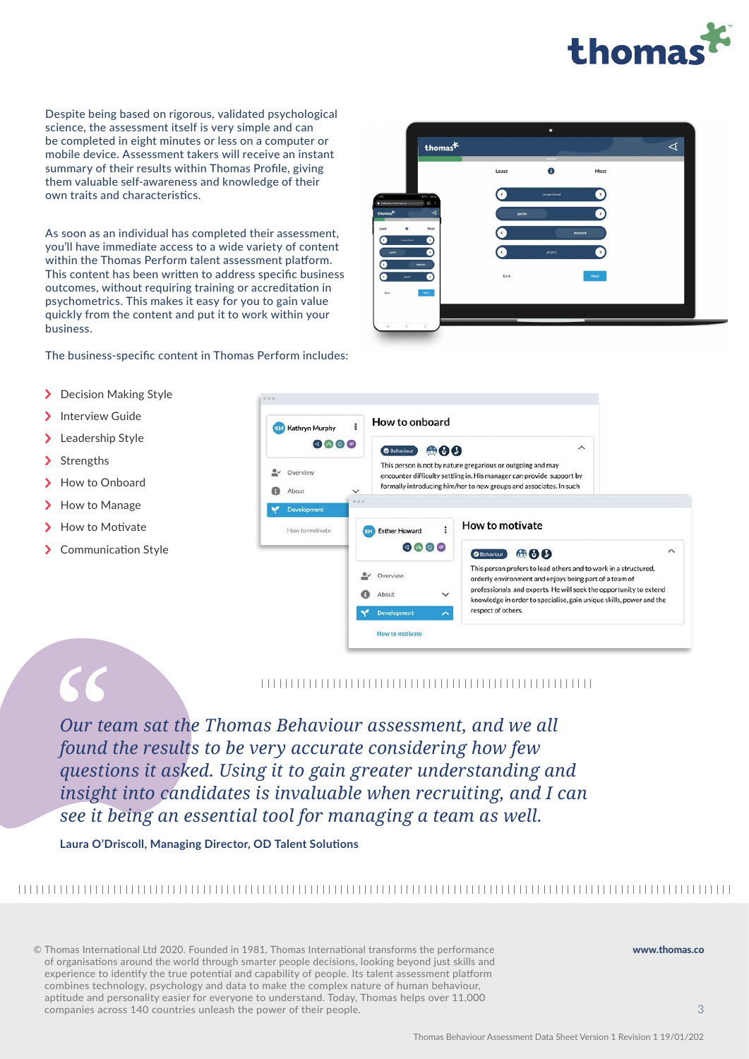Despite being based on rigorous, validated psychological science, the assessment itself is very simple and can be completed in eight minutes or less on a computer or mobile device. Assessment takers will receive an instant summary of their results within Thomas Profile, giving them valuable self-awareness and knowledge of their own traits and characteristics.

As soon as an individual has completed their assessment, you'll have immediate access to a wide variety of content within the Thomas Perform talent assessment platform. This content has been written to address specific business outcomes, without requiring training or accreditation in psychometrics. This makes it easy for you to gain value quickly from the content and put it to work within your business.

The business-specific content in Thomas Perform includes:

- Decision Making Style
- Interview Guide
- Leadership Style
- Strengths
- How to Onboard
- How to Manage
- How to Motivate
- Communication Style

> *Our team sat the Thomas Behaviour assessment, and we all found the results to be very accurate considering how few questions it asked. Using it to gain greater understanding and insight into candidates is invaluable when recruiting, and I can see it being an essential tool for managing a team as well.*
>
> **Laura O'Driscoll, Managing Director, OD Talent Solutions**

© Thomas International Ltd 2020. Founded in 1981, Thomas International transforms the performance of organisations around the world through smarter people decisions, looking beyond just skills and experience to identify the true potential and capability of people. Its talent assessment platform combines technology, psychology and data to make the complex nature of human behaviour, aptitude and personality easier for everyone to understand. Today, Thomas helps over 11,000 companies across 140 countries unleash the power of their people.

**www.thomas.co**

Thomas Behaviour Assessment Data Sheet Version 1 Revision 1 19/01/202